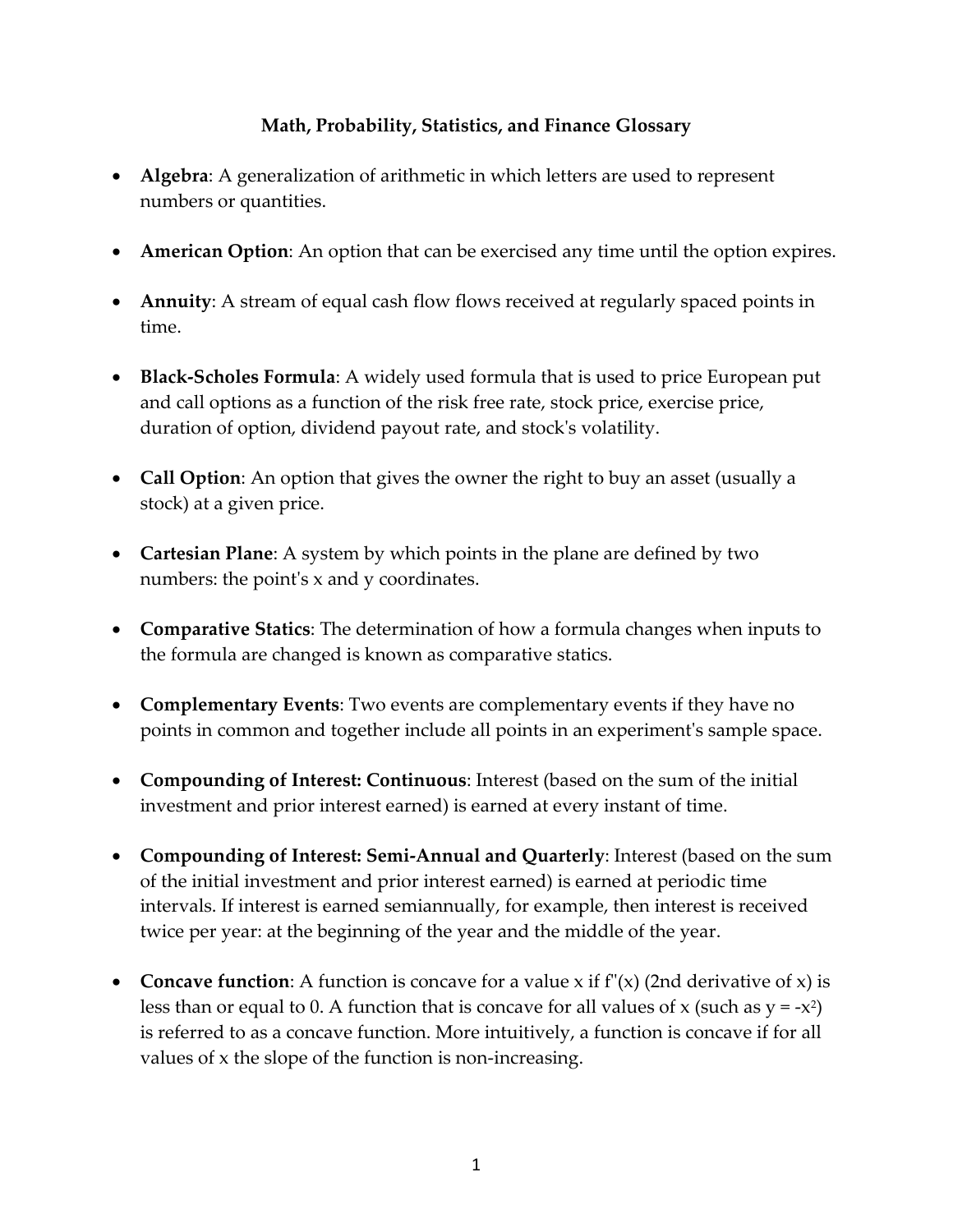**Math, Probability, Statistics, and Finance Glossary**

- **Algebra**: A generalization of arithmetic in which letters are used to represent numbers or quantities.

- **American Option**: An option that can be exercised any time until the option expires.

- **Annuity**: A stream of equal cash flow flows received at regularly spaced points in time.

- **Black-Scholes Formula**: A widely used formula that is used to price European put and call options as a function of the risk free rate, stock price, exercise price, duration of option, dividend payout rate, and stock's volatility.

- **Call Option**: An option that gives the owner the right to buy an asset (usually a stock) at a given price.

- **Cartesian Plane**: A system by which points in the plane are defined by two numbers: the point's x and y coordinates.

- **Comparative Statics**: The determination of how a formula changes when inputs to the formula are changed is known as comparative statics.

- **Complementary Events**: Two events are complementary events if they have no points in common and together include all points in an experiment's sample space.

- **Compounding of Interest: Continuous**: Interest (based on the sum of the initial investment and prior interest earned) is earned at every instant of time.

- **Compounding of Interest: Semi-Annual and Quarterly**: Interest (based on the sum of the initial investment and prior interest earned) is earned at periodic time intervals. If interest is earned semiannually, for example, then interest is received twice per year: at the beginning of the year and the middle of the year.

- **Concave function**: A function is concave for a value x if $f''(x)$ (2nd derivative of x) is less than or equal to 0. A function that is concave for all values of x (such as $y = -x^2$) is referred to as a concave function. More intuitively, a function is concave if for all values of x the slope of the function is non-increasing.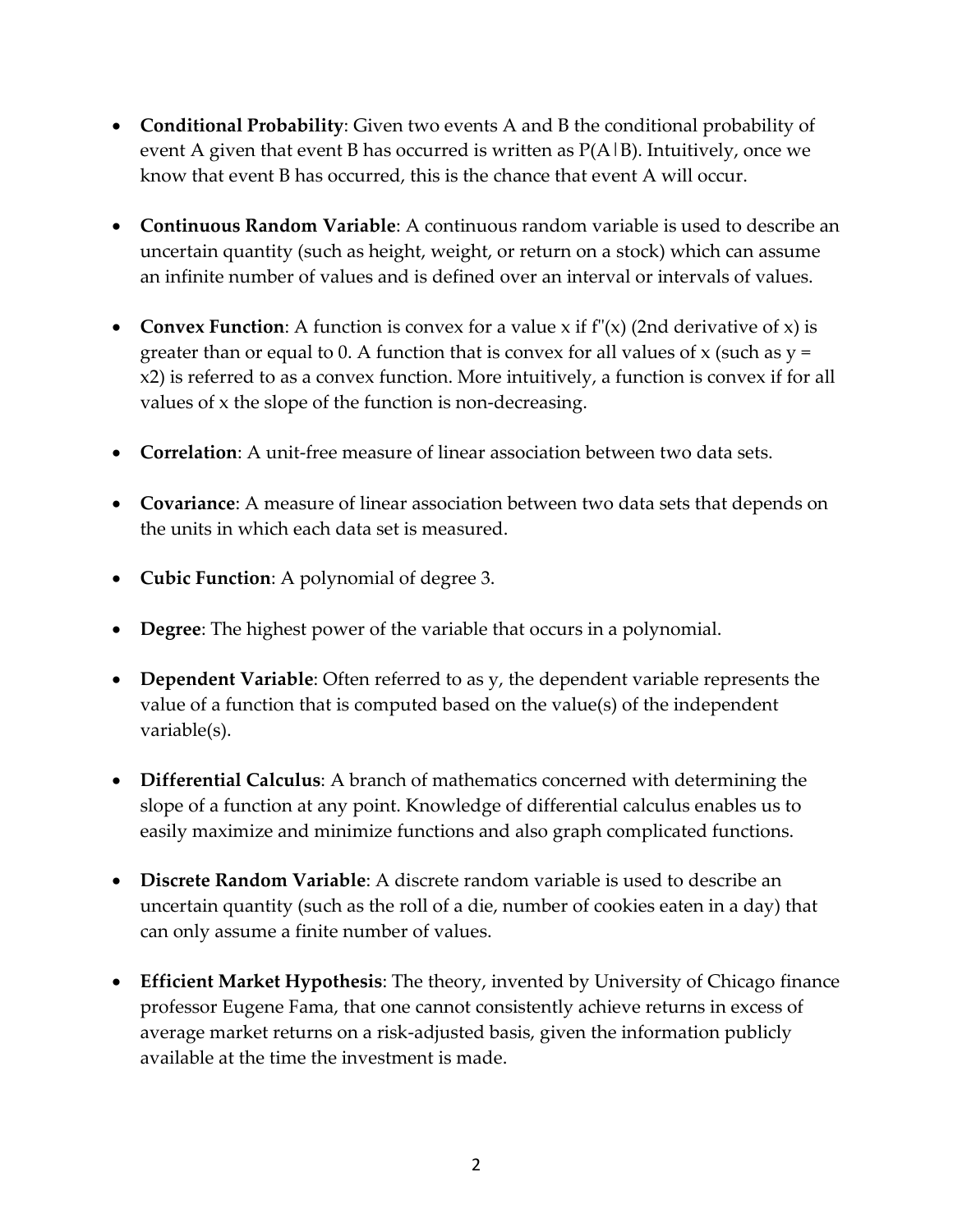- **Conditional Probability**: Given two events A and B the conditional probability of event A given that event B has occurred is written as $P(A|B)$. Intuitively, once we know that event B has occurred, this is the chance that event A will occur.

- **Continuous Random Variable**: A continuous random variable is used to describe an uncertain quantity (such as height, weight, or return on a stock) which can assume an infinite number of values and is defined over an interval or intervals of values.

- **Convex Function**: A function is convex for a value x if $f''(x)$ (2nd derivative of x) is greater than or equal to 0. A function that is convex for all values of x (such as y = x2) is referred to as a convex function. More intuitively, a function is convex if for all values of x the slope of the function is non-decreasing.

- **Correlation**: A unit-free measure of linear association between two data sets.

- **Covariance**: A measure of linear association between two data sets that depends on the units in which each data set is measured.

- **Cubic Function**: A polynomial of degree 3.

- **Degree**: The highest power of the variable that occurs in a polynomial.

- **Dependent Variable**: Often referred to as y, the dependent variable represents the value of a function that is computed based on the value(s) of the independent variable(s).

- **Differential Calculus**: A branch of mathematics concerned with determining the slope of a function at any point. Knowledge of differential calculus enables us to easily maximize and minimize functions and also graph complicated functions.

- **Discrete Random Variable**: A discrete random variable is used to describe an uncertain quantity (such as the roll of a die, number of cookies eaten in a day) that can only assume a finite number of values.

- **Efficient Market Hypothesis**: The theory, invented by University of Chicago finance professor Eugene Fama, that one cannot consistently achieve returns in excess of average market returns on a risk-adjusted basis, given the information publicly available at the time the investment is made.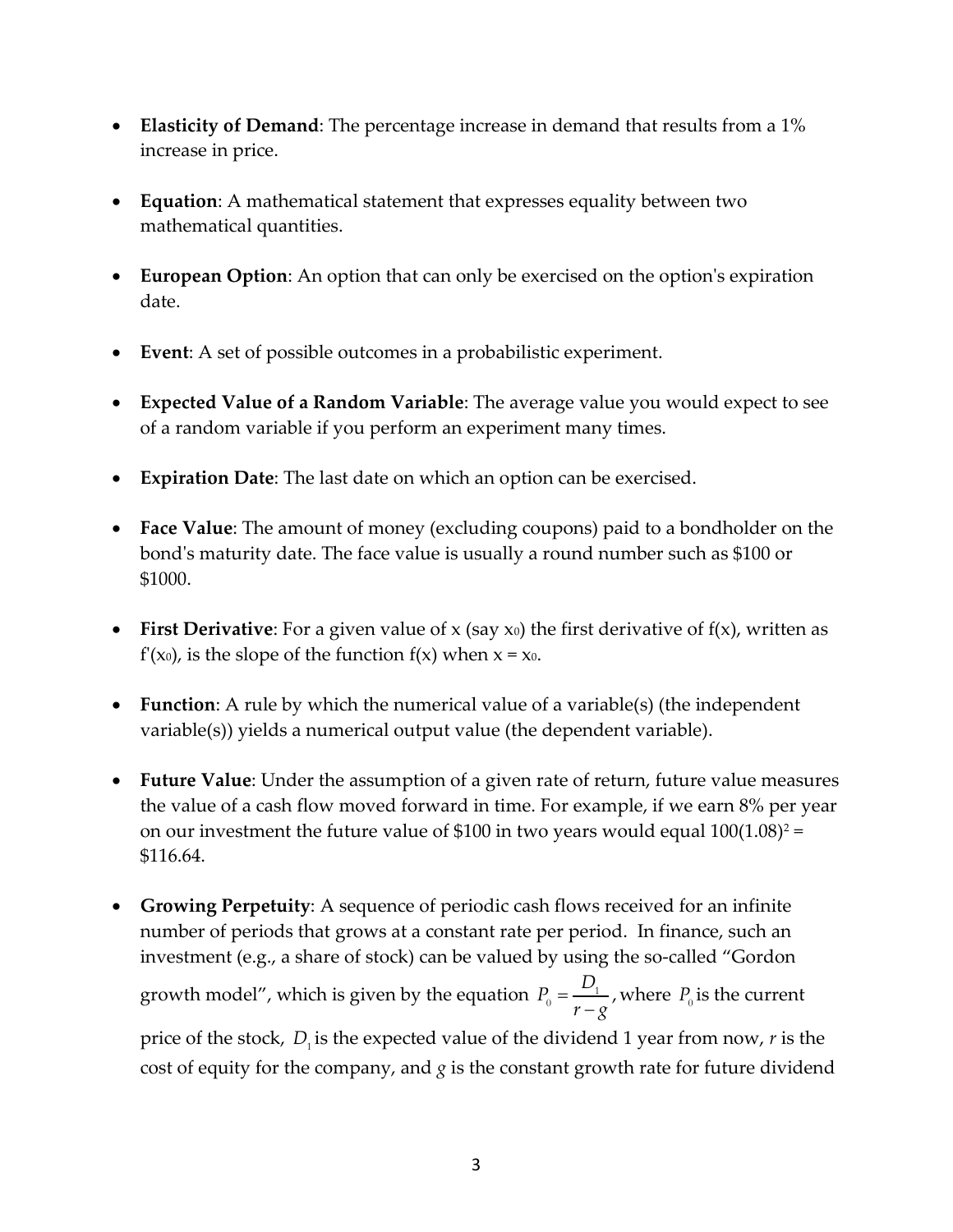- **Elasticity of Demand**: The percentage increase in demand that results from a 1% increase in price.

- **Equation**: A mathematical statement that expresses equality between two mathematical quantities.

- **European Option**: An option that can only be exercised on the option's expiration date.

- **Event**: A set of possible outcomes in a probabilistic experiment.

- **Expected Value of a Random Variable**: The average value you would expect to see of a random variable if you perform an experiment many times.

- **Expiration Date**: The last date on which an option can be exercised.

- **Face Value**: The amount of money (excluding coupons) paid to a bondholder on the bond's maturity date. The face value is usually a round number such as $100 or $1000.

- **First Derivative**: For a given value of x (say $x_0$) the first derivative of f(x), written as $f'(x_0)$, is the slope of the function f(x) when $x = x_0$.

- **Function**: A rule by which the numerical value of a variable(s) (the independent variable(s)) yields a numerical output value (the dependent variable).

- **Future Value**: Under the assumption of a given rate of return, future value measures the value of a cash flow moved forward in time. For example, if we earn 8% per year on our investment the future value of $100 in two years would equal $100(1.08)^2 =$ $116.64.

- **Growing Perpetuity**: A sequence of periodic cash flows received for an infinite number of periods that grows at a constant rate per period. In finance, such an investment (e.g., a share of stock) can be valued by using the so-called "Gordon growth model", which is given by the equation $P_0 = \frac{D_1}{r-g}$, where $P_0$ is the current price of the stock, $D_1$ is the expected value of the dividend 1 year from now, *r* is the cost of equity for the company, and *g* is the constant growth rate for future dividend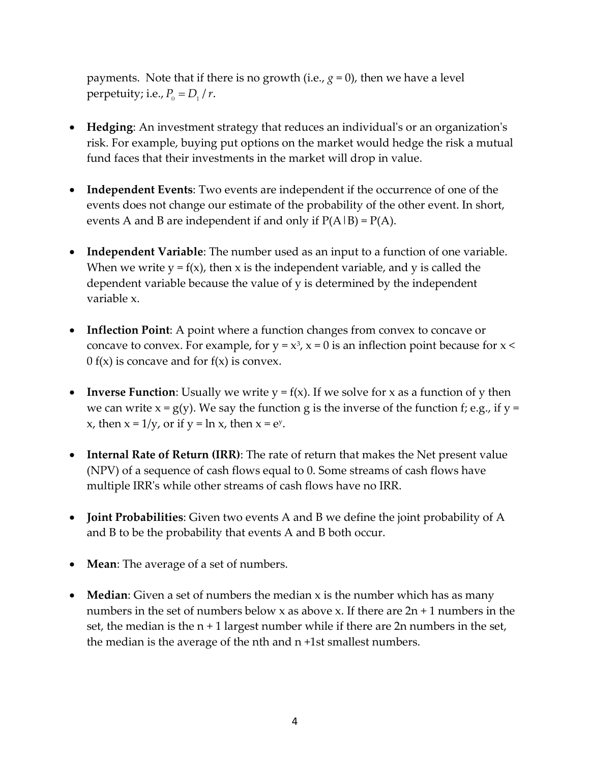payments. Note that if there is no growth (i.e., $g = 0$), then we have a level perpetuity; i.e., $P_0 = D_1 / r$.

- **Hedging**: An investment strategy that reduces an individual's or an organization's risk. For example, buying put options on the market would hedge the risk a mutual fund faces that their investments in the market will drop in value.

- **Independent Events**: Two events are independent if the occurrence of one of the events does not change our estimate of the probability of the other event. In short, events A and B are independent if and only if P(A|B) = P(A).

- **Independent Variable**: The number used as an input to a function of one variable. When we write y = f(x), then x is the independent variable, and y is called the dependent variable because the value of y is determined by the independent variable x.

- **Inflection Point**: A point where a function changes from convex to concave or concave to convex. For example, for $y = x^3$, x = 0 is an inflection point because for x < 0 f(x) is concave and for f(x) is convex.

- **Inverse Function**: Usually we write y = f(x). If we solve for x as a function of y then we can write x = g(y). We say the function g is the inverse of the function f; e.g., if y = x, then x = 1/y, or if y = ln x, then $x = e^y$.

- **Internal Rate of Return (IRR)**: The rate of return that makes the Net present value (NPV) of a sequence of cash flows equal to 0. Some streams of cash flows have multiple IRR's while other streams of cash flows have no IRR.

- **Joint Probabilities**: Given two events A and B we define the joint probability of A and B to be the probability that events A and B both occur.

- **Mean**: The average of a set of numbers.

- **Median**: Given a set of numbers the median x is the number which has as many numbers in the set of numbers below x as above x. If there are 2n + 1 numbers in the set, the median is the n + 1 largest number while if there are 2n numbers in the set, the median is the average of the nth and n +1st smallest numbers.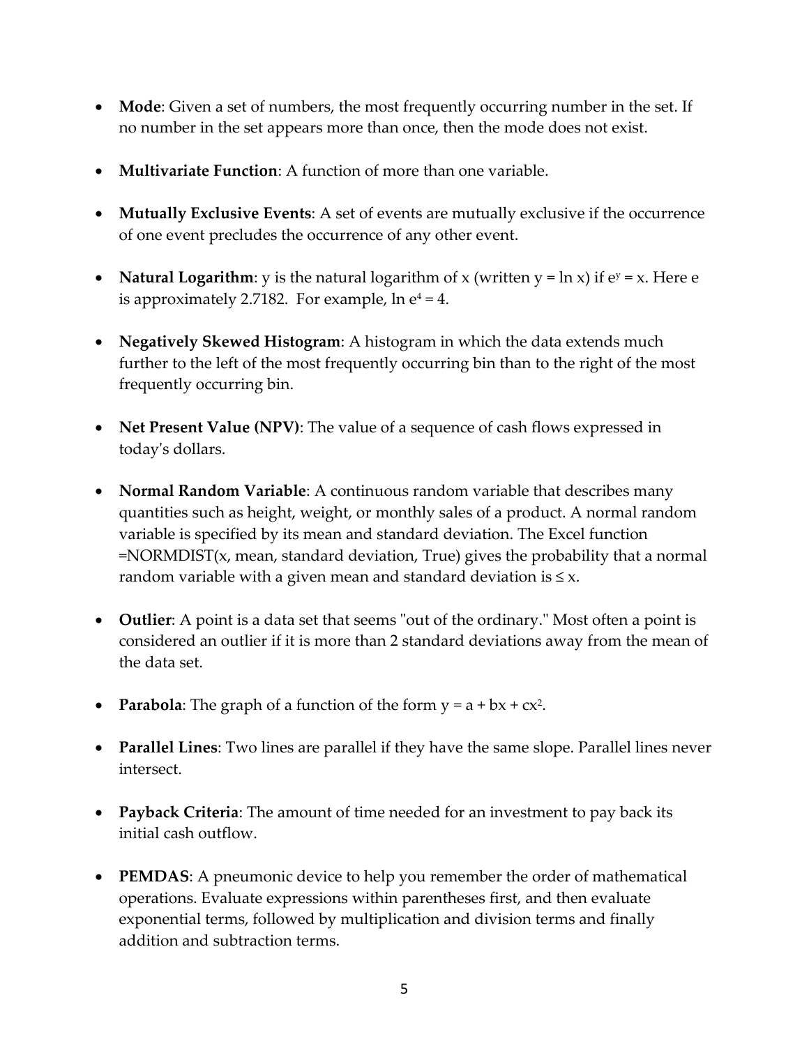- **Mode**: Given a set of numbers, the most frequently occurring number in the set. If no number in the set appears more than once, then the mode does not exist.

- **Multivariate Function**: A function of more than one variable.

- **Mutually Exclusive Events**: A set of events are mutually exclusive if the occurrence of one event precludes the occurrence of any other event.

- **Natural Logarithm**: y is the natural logarithm of x (written $y = \ln x$) if $e^y = x$. Here e is approximately 2.7182. For example, $\ln e^4 = 4$.

- **Negatively Skewed Histogram**: A histogram in which the data extends much further to the left of the most frequently occurring bin than to the right of the most frequently occurring bin.

- **Net Present Value (NPV)**: The value of a sequence of cash flows expressed in today's dollars.

- **Normal Random Variable**: A continuous random variable that describes many quantities such as height, weight, or monthly sales of a product. A normal random variable is specified by its mean and standard deviation. The Excel function =NORMDIST(x, mean, standard deviation, True) gives the probability that a normal random variable with a given mean and standard deviation is $\leq x$.

- **Outlier**: A point is a data set that seems "out of the ordinary." Most often a point is considered an outlier if it is more than 2 standard deviations away from the mean of the data set.

- **Parabola**: The graph of a function of the form $y = a + bx + cx^2$.

- **Parallel Lines**: Two lines are parallel if they have the same slope. Parallel lines never intersect.

- **Payback Criteria**: The amount of time needed for an investment to pay back its initial cash outflow.

- **PEMDAS**: A pneumonic device to help you remember the order of mathematical operations. Evaluate expressions within parentheses first, and then evaluate exponential terms, followed by multiplication and division terms and finally addition and subtraction terms.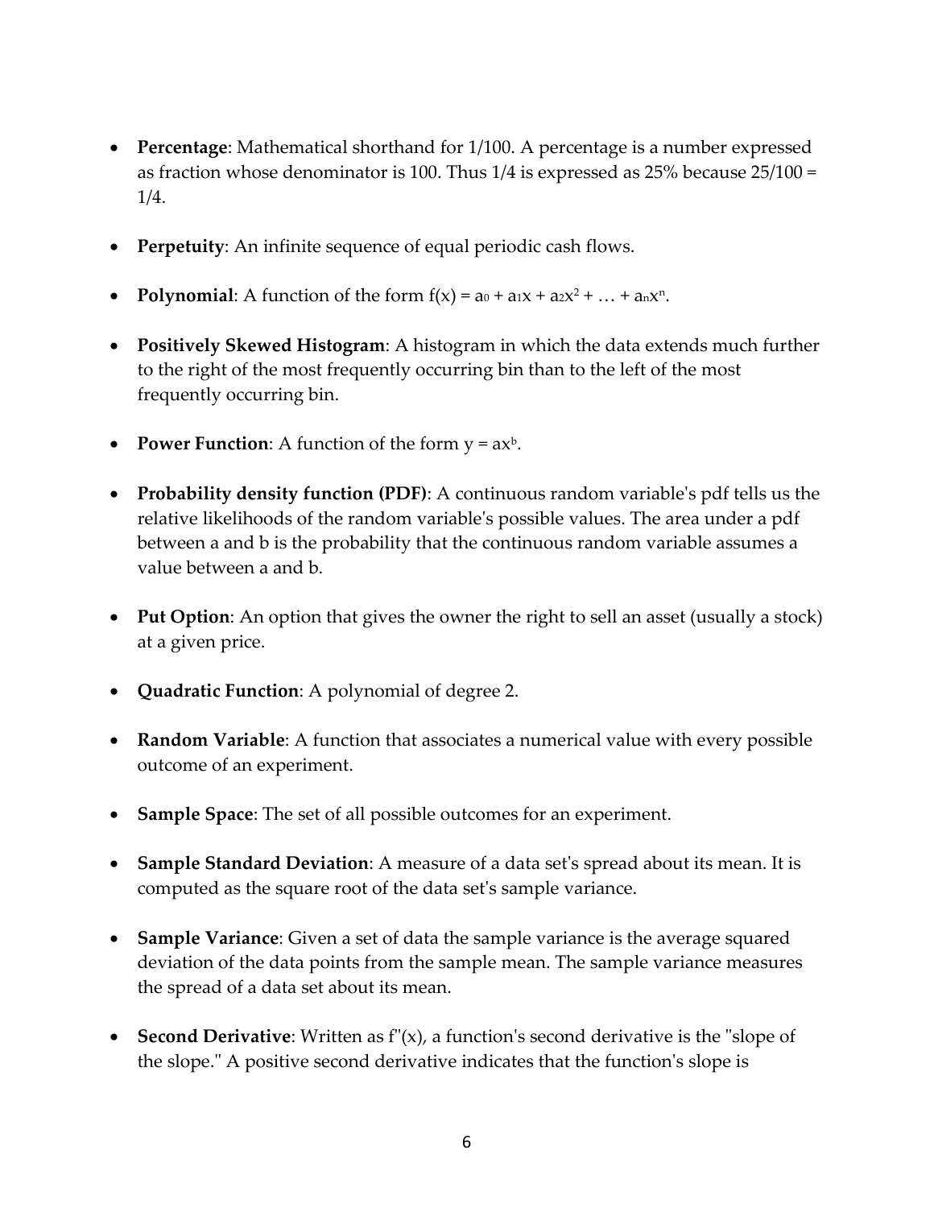- **Percentage**: Mathematical shorthand for 1/100. A percentage is a number expressed as fraction whose denominator is 100. Thus 1/4 is expressed as 25% because 25/100 = 1/4.

- **Perpetuity**: An infinite sequence of equal periodic cash flows.

- **Polynomial**: A function of the form $f(x) = a_0 + a_1x + a_2x^2 + \ldots + a_nx^n$.

- **Positively Skewed Histogram**: A histogram in which the data extends much further to the right of the most frequently occurring bin than to the left of the most frequently occurring bin.

- **Power Function**: A function of the form $y = ax^b$.

- **Probability density function (PDF)**: A continuous random variable's pdf tells us the relative likelihoods of the random variable's possible values. The area under a pdf between a and b is the probability that the continuous random variable assumes a value between a and b.

- **Put Option**: An option that gives the owner the right to sell an asset (usually a stock) at a given price.

- **Quadratic Function**: A polynomial of degree 2.

- **Random Variable**: A function that associates a numerical value with every possible outcome of an experiment.

- **Sample Space**: The set of all possible outcomes for an experiment.

- **Sample Standard Deviation**: A measure of a data set's spread about its mean. It is computed as the square root of the data set's sample variance.

- **Sample Variance**: Given a set of data the sample variance is the average squared deviation of the data points from the sample mean. The sample variance measures the spread of a data set about its mean.

- **Second Derivative**: Written as $f''(x)$, a function's second derivative is the "slope of the slope." A positive second derivative indicates that the function's slope is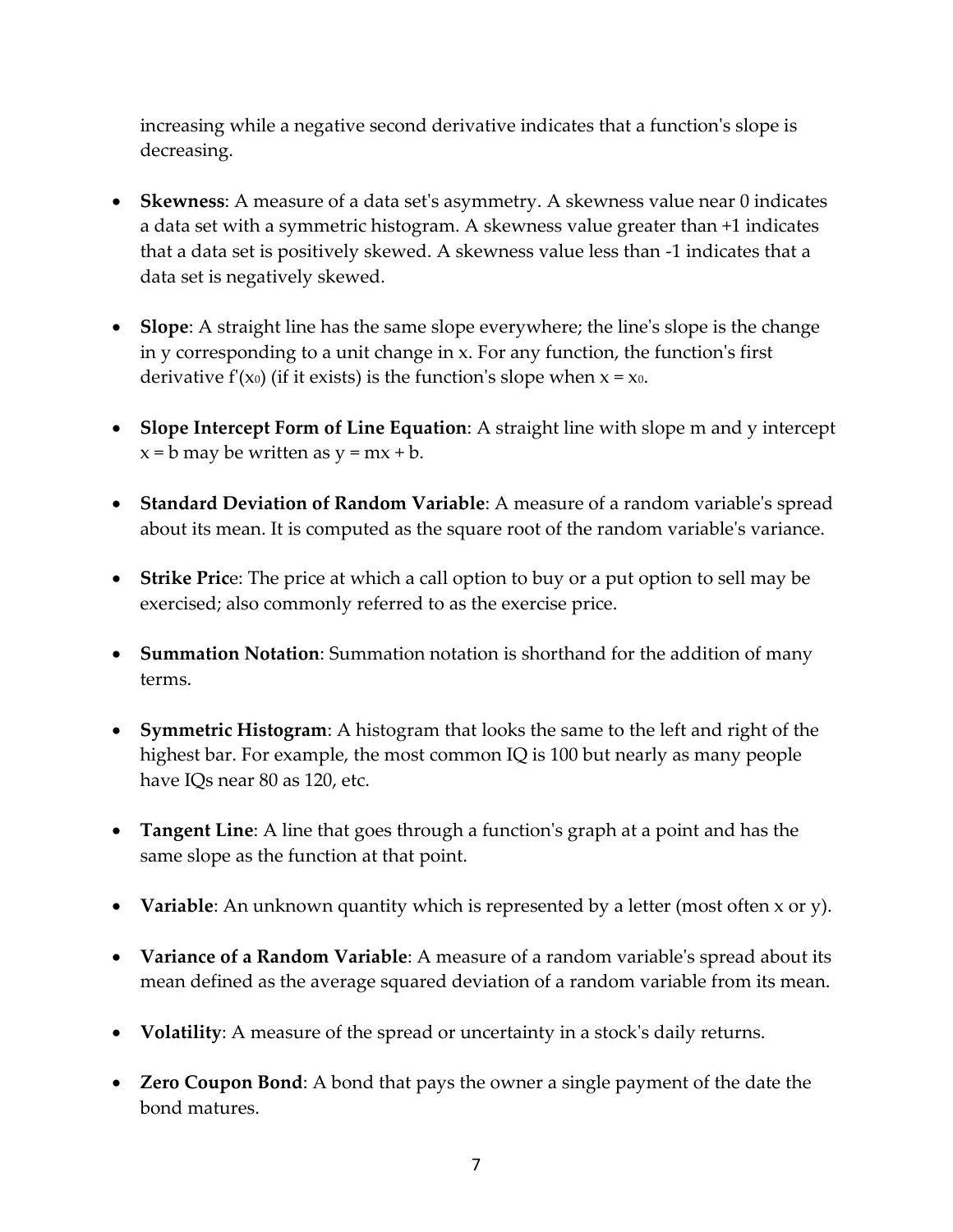increasing while a negative second derivative indicates that a function's slope is decreasing.

- **Skewness**: A measure of a data set's asymmetry. A skewness value near 0 indicates a data set with a symmetric histogram. A skewness value greater than +1 indicates that a data set is positively skewed. A skewness value less than -1 indicates that a data set is negatively skewed.

- **Slope**: A straight line has the same slope everywhere; the line's slope is the change in y corresponding to a unit change in x. For any function, the function's first derivative $f'(x_0)$ (if it exists) is the function's slope when $x = x_0$.

- **Slope Intercept Form of Line Equation**: A straight line with slope m and y intercept $x = b$ may be written as $y = mx + b$.

- **Standard Deviation of Random Variable**: A measure of a random variable's spread about its mean. It is computed as the square root of the random variable's variance.

- **Strike Price**: The price at which a call option to buy or a put option to sell may be exercised; also commonly referred to as the exercise price.

- **Summation Notation**: Summation notation is shorthand for the addition of many terms.

- **Symmetric Histogram**: A histogram that looks the same to the left and right of the highest bar. For example, the most common IQ is 100 but nearly as many people have IQs near 80 as 120, etc.

- **Tangent Line**: A line that goes through a function's graph at a point and has the same slope as the function at that point.

- **Variable**: An unknown quantity which is represented by a letter (most often x or y).

- **Variance of a Random Variable**: A measure of a random variable's spread about its mean defined as the average squared deviation of a random variable from its mean.

- **Volatility**: A measure of the spread or uncertainty in a stock's daily returns.

- **Zero Coupon Bond**: A bond that pays the owner a single payment of the date the bond matures.